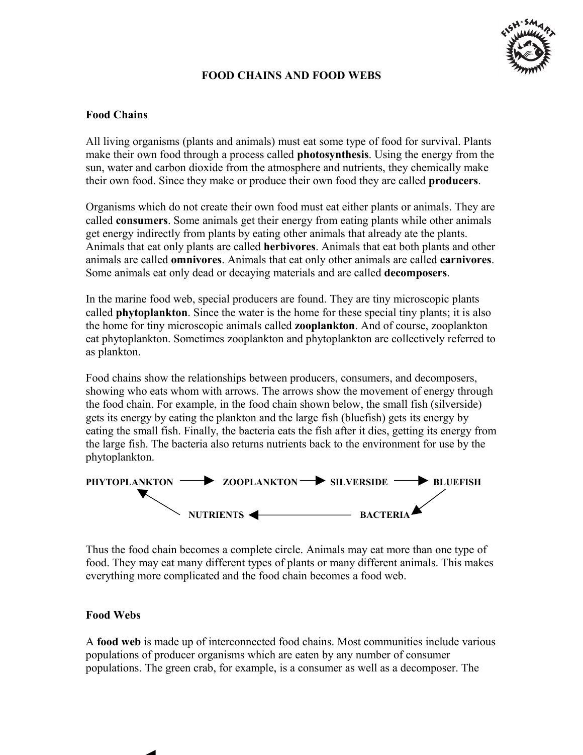# FOOD CHAINS AND FOOD WEBS

## Food Chains

All living organisms (plants and animals) must eat some type of food for survival. Plants make their own food through a process called **photosynthesis**. Using the energy from the sun, water and carbon dioxide from the atmosphere and nutrients, they chemically make their own food. Since they make or produce their own food they are called **producers**.

Organisms which do not create their own food must eat either plants or animals. They are called **consumers**. Some animals get their energy from eating plants while other animals get energy indirectly from plants by eating other animals that already ate the plants. Animals that eat only plants are called **herbivores**. Animals that eat both plants and other animals are called **omnivores**. Animals that eat only other animals are called **carnivores**. Some animals eat only dead or decaying materials and are called **decomposers**.

In the marine food web, special producers are found. They are tiny microscopic plants called **phytoplankton**. Since the water is the home for these special tiny plants; it is also the home for tiny microscopic animals called **zooplankton**. And of course, zooplankton eat phytoplankton. Sometimes zooplankton and phytoplankton are collectively referred to as plankton.

Food chains show the relationships between producers, consumers, and decomposers, showing who eats whom with arrows. The arrows show the movement of energy through the food chain. For example, in the food chain shown below, the small fish (silverside) gets its energy by eating the plankton and the large fish (bluefish) gets its energy by eating the small fish. Finally, the bacteria eats the fish after it dies, getting its energy from the large fish. The bacteria also returns nutrients back to the environment for use by the phytoplankton.

**PHYTOPLANKTON** → **ZOOPLANKTON** → **SILVERSIDE** → **BLUEFISH** → **BACTERIA** → **NUTRIENTS** → **PHYTOPLANKTON**

Thus the food chain becomes a complete circle. Animals may eat more than one type of food. They may eat many different types of plants or many different animals. This makes everything more complicated and the food chain becomes a food web.

## Food Webs

A **food web** is made up of interconnected food chains. Most communities include various populations of producer organisms which are eaten by any number of consumer populations. The green crab, for example, is a consumer as well as a decomposer. The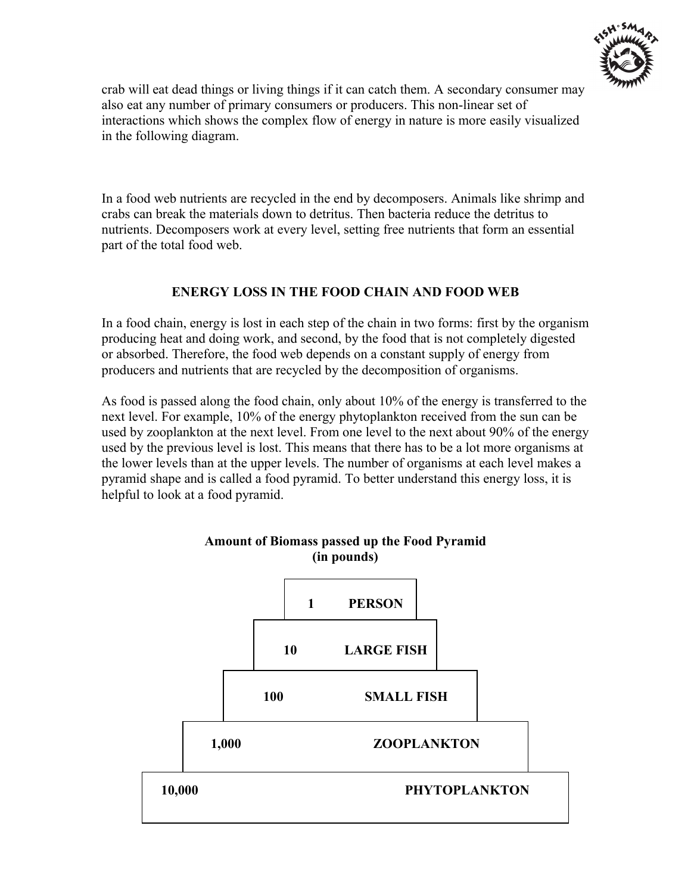crab will eat dead things or living things if it can catch them. A secondary consumer may also eat any number of primary consumers or producers. This non-linear set of interactions which shows the complex flow of energy in nature is more easily visualized in the following diagram.

In a food web nutrients are recycled in the end by decomposers. Animals like shrimp and crabs can break the materials down to detritus. Then bacteria reduce the detritus to nutrients. Decomposers work at every level, setting free nutrients that form an essential part of the total food web.

## ENERGY LOSS IN THE FOOD CHAIN AND FOOD WEB

In a food chain, energy is lost in each step of the chain in two forms: first by the organism producing heat and doing work, and second, by the food that is not completely digested or absorbed. Therefore, the food web depends on a constant supply of energy from producers and nutrients that are recycled by the decomposition of organisms.

As food is passed along the food chain, only about 10% of the energy is transferred to the next level. For example, 10% of the energy phytoplankton received from the sun can be used by zooplankton at the next level. From one level to the next about 90% of the energy used by the previous level is lost. This means that there has to be a lot more organisms at the lower levels than at the upper levels. The number of organisms at each level makes a pyramid shape and is called a food pyramid. To better understand this energy loss, it is helpful to look at a food pyramid.

**Amount of Biomass passed up the Food Pyramid (in pounds)**

| Pounds | Level |
|---|---|
| 1 | PERSON |
| 10 | LARGE FISH |
| 100 | SMALL FISH |
| 1,000 | ZOOPLANKTON |
| 10,000 | PHYTOPLANKTON |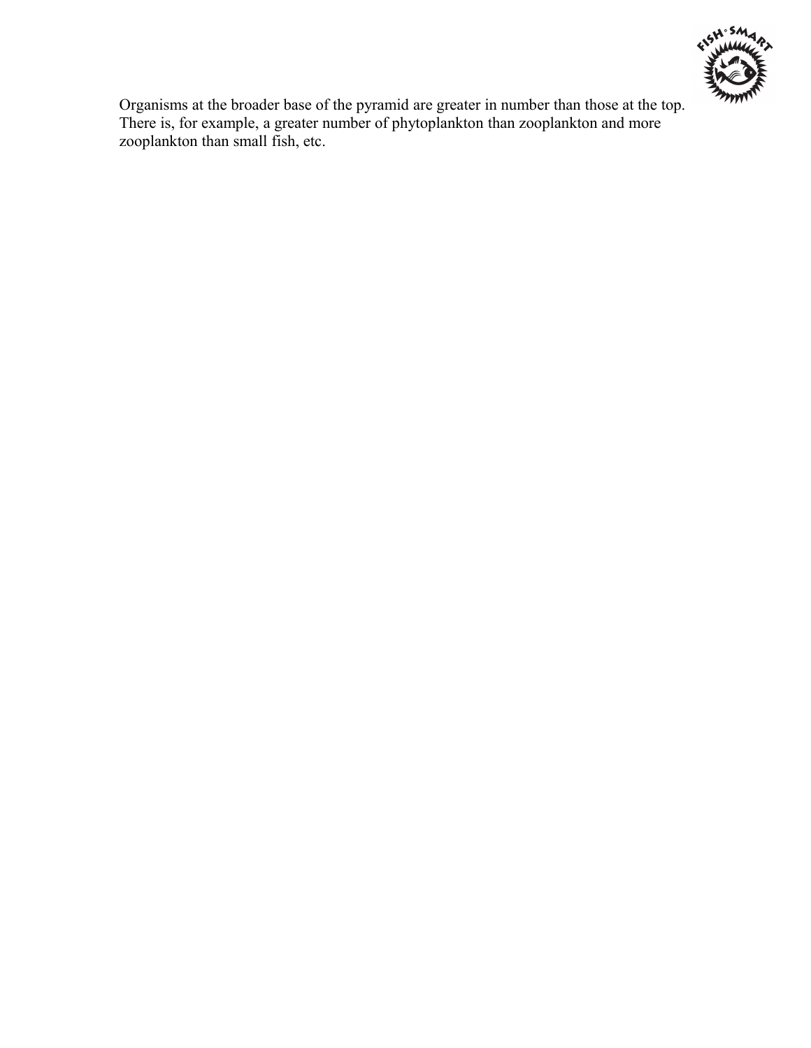Organisms at the broader base of the pyramid are greater in number than those at the top. There is, for example, a greater number of phytoplankton than zooplankton and more zooplankton than small fish, etc.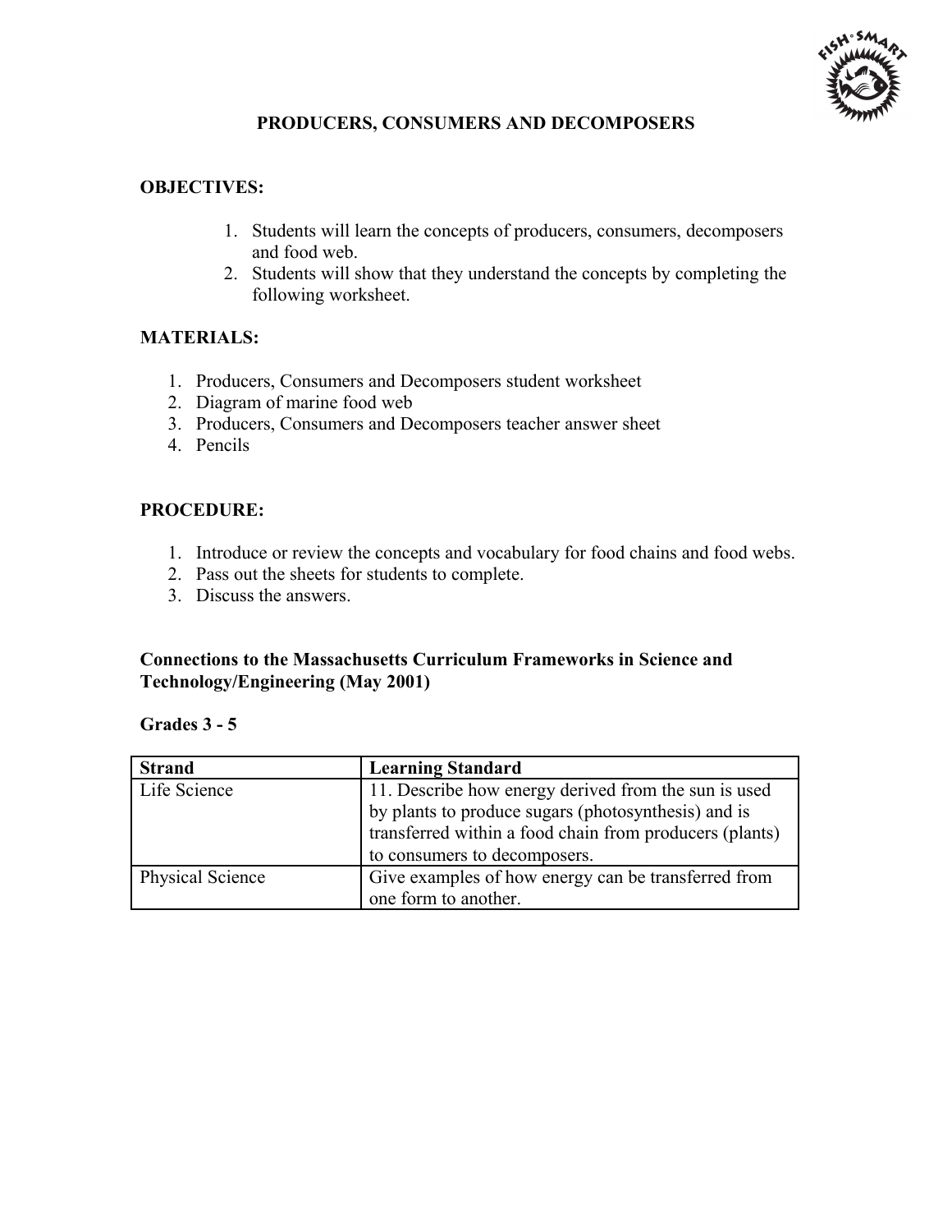# PRODUCERS, CONSUMERS AND DECOMPOSERS

**OBJECTIVES:**

1. Students will learn the concepts of producers, consumers, decomposers and food web.
2. Students will show that they understand the concepts by completing the following worksheet.

**MATERIALS:**

1. Producers, Consumers and Decomposers student worksheet
2. Diagram of marine food web
3. Producers, Consumers and Decomposers teacher answer sheet
4. Pencils

**PROCEDURE:**

1. Introduce or review the concepts and vocabulary for food chains and food webs.
2. Pass out the sheets for students to complete.
3. Discuss the answers.

**Connections to the Massachusetts Curriculum Frameworks in Science and Technology/Engineering (May 2001)**

**Grades 3 - 5**

| Strand | Learning Standard |
|---|---|
| Life Science | 11. Describe how energy derived from the sun is used by plants to produce sugars (photosynthesis) and is transferred within a food chain from producers (plants) to consumers to decomposers. |
| Physical Science | Give examples of how energy can be transferred from one form to another. |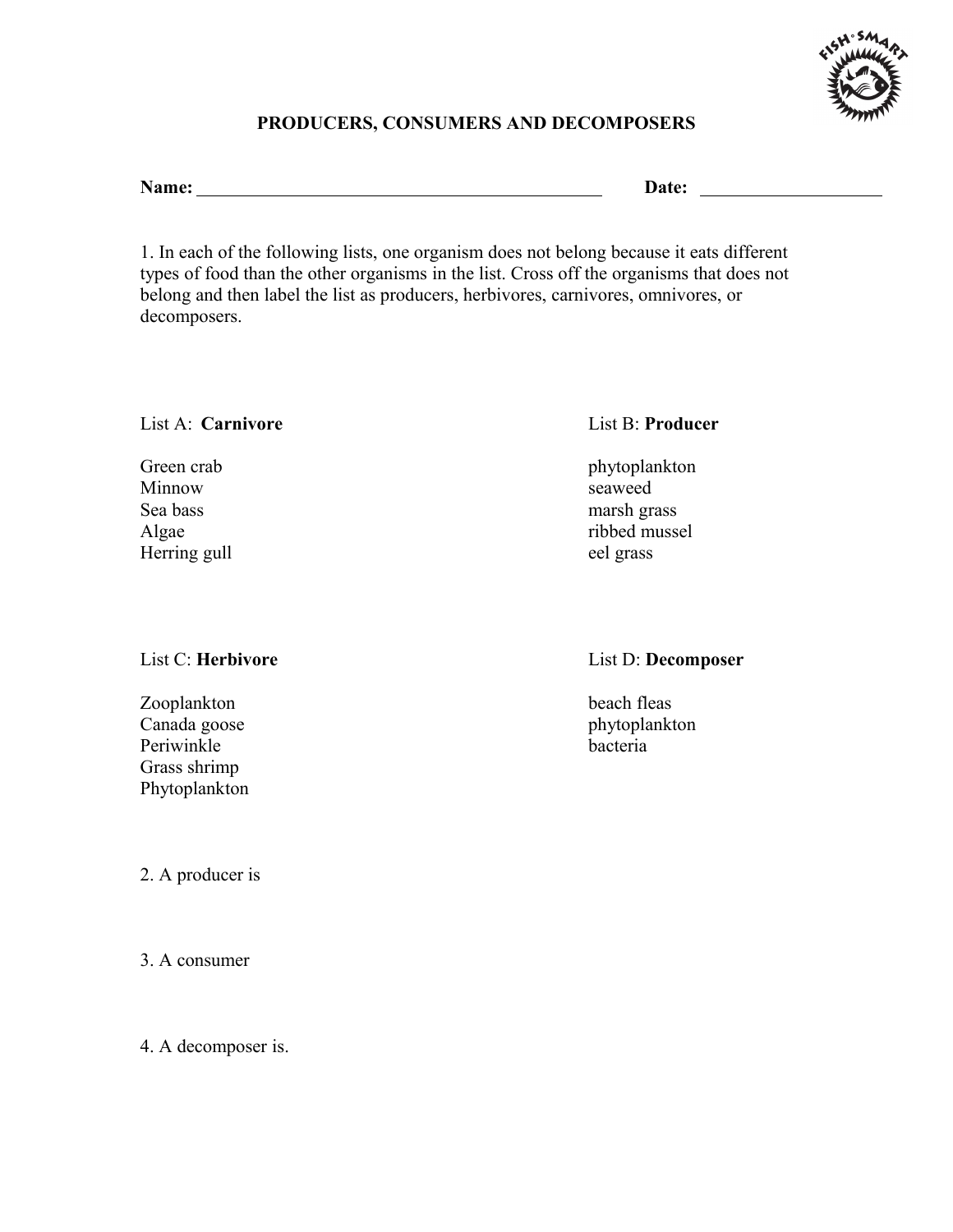## PRODUCERS, CONSUMERS AND DECOMPOSERS

**Name:** ______________________________ **Date:** ________________

1. In each of the following lists, one organism does not belong because it eats different types of food than the other organisms in the list. Cross off the organisms that does not belong and then label the list as producers, herbivores, carnivores, omnivores, or decomposers.

List A: **Carnivore**

Green crab
Minnow
Sea bass
Algae
Herring gull

List B: **Producer**

phytoplankton
seaweed
marsh grass
ribbed mussel
eel grass

List C: **Herbivore**

Zooplankton
Canada goose
Periwinkle
Grass shrimp
Phytoplankton

List D: **Decomposer**

beach fleas
phytoplankton
bacteria

2. A producer is

3. A consumer

4. A decomposer is.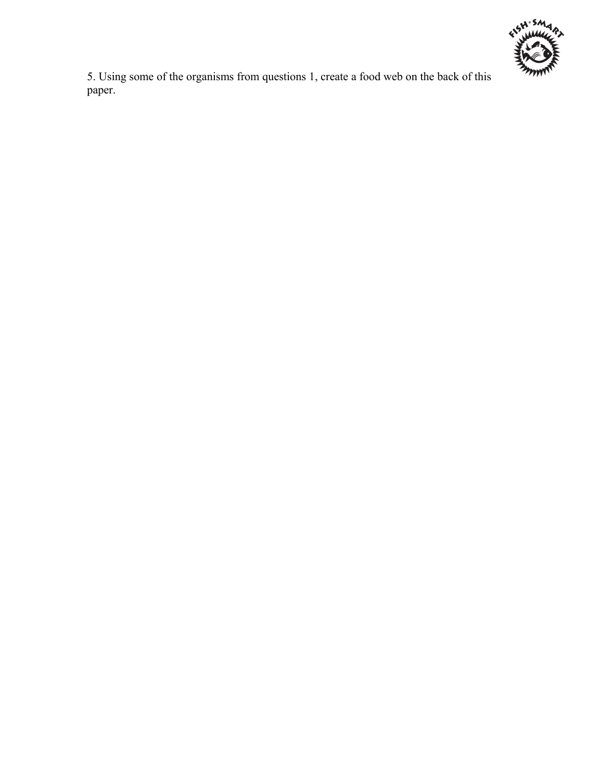5. Using some of the organisms from questions 1, create a food web on the back of this paper.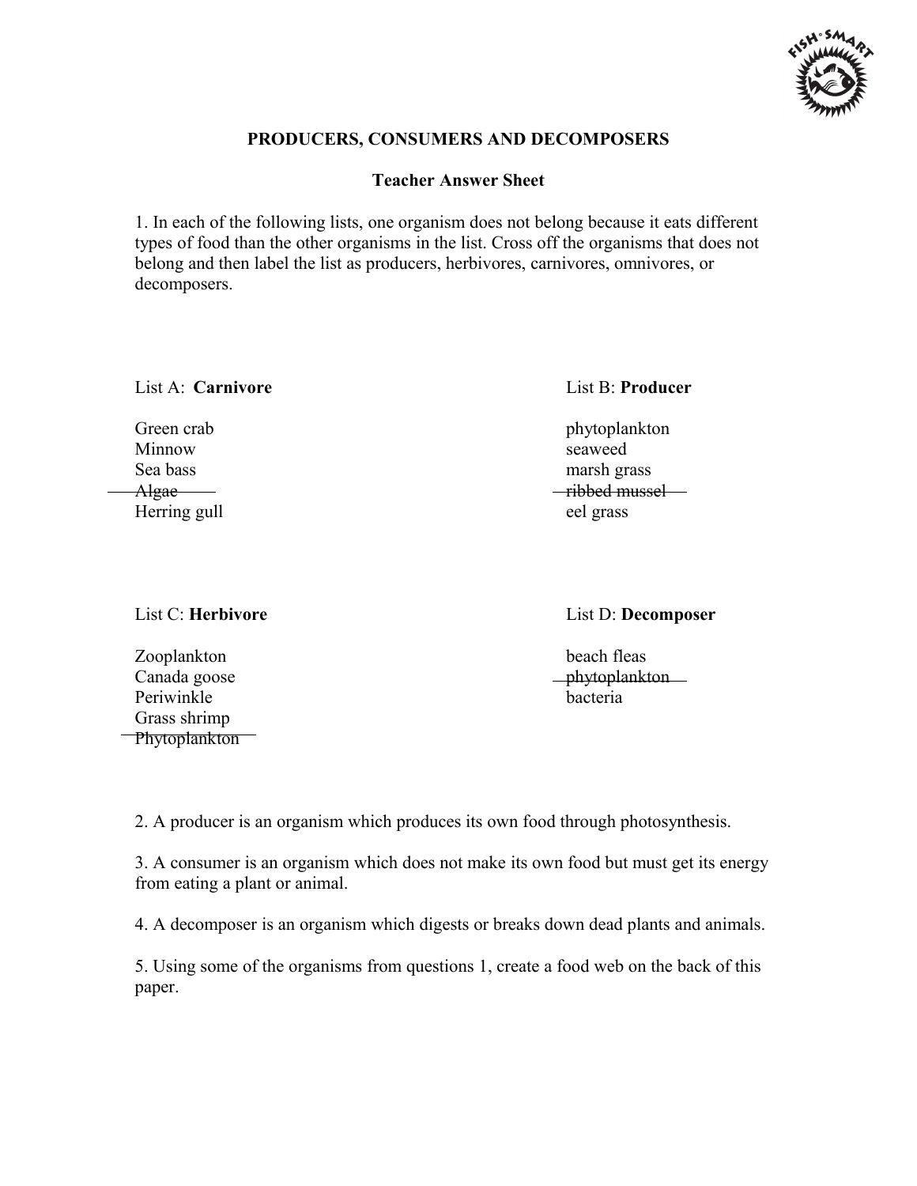**PRODUCERS, CONSUMERS AND DECOMPOSERS**

**Teacher Answer Sheet**

1. In each of the following lists, one organism does not belong because it eats different types of food than the other organisms in the list. Cross off the organisms that does not belong and then label the list as producers, herbivores, carnivores, omnivores, or decomposers.

List A: **Carnivore**

Green crab
Minnow
Sea bass
~~Algae~~
Herring gull

List B: **Producer**

phytoplankton
seaweed
marsh grass
~~ribbed mussel~~
eel grass

List C: **Herbivore**

Zooplankton
Canada goose
Periwinkle
Grass shrimp
~~Phytoplankton~~

List D: **Decomposer**

beach fleas
~~phytoplankton~~
bacteria

2. A producer is an organism which produces its own food through photosynthesis.

3. A consumer is an organism which does not make its own food but must get its energy from eating a plant or animal.

4. A decomposer is an organism which digests or breaks down dead plants and animals.

5. Using some of the organisms from questions 1, create a food web on the back of this paper.